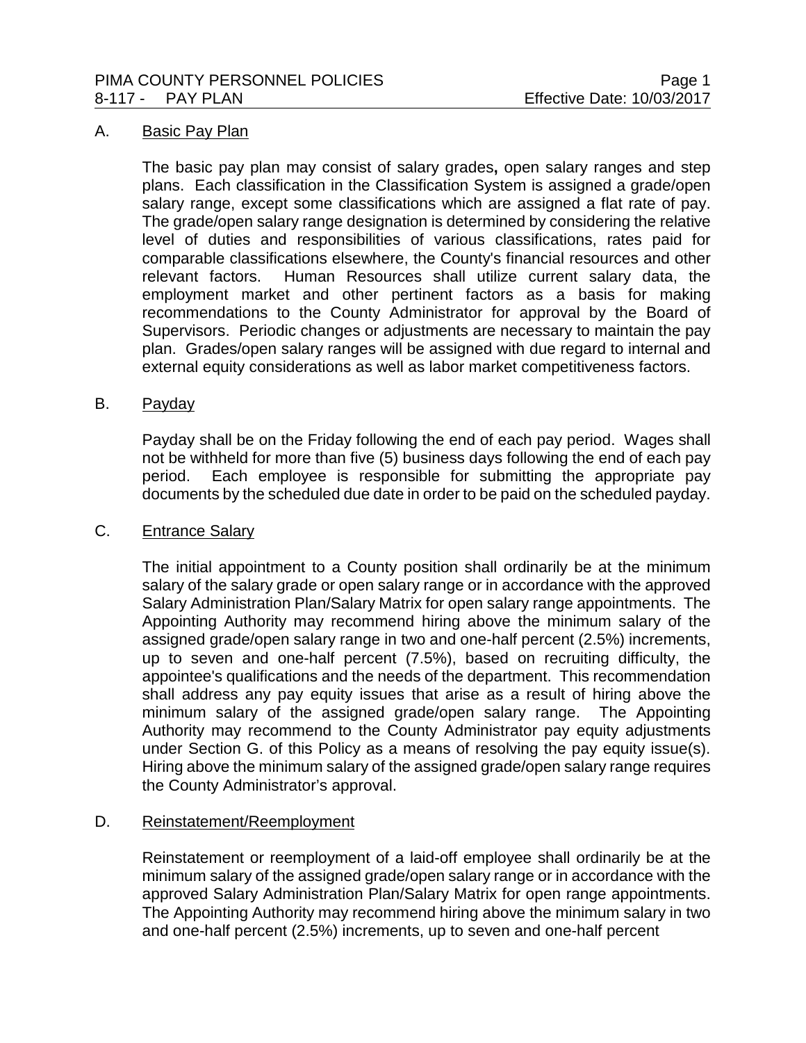## A. Basic Pay Plan

The basic pay plan may consist of salary grades**,** open salary ranges and step plans. Each classification in the Classification System is assigned a grade/open salary range, except some classifications which are assigned a flat rate of pay. The grade/open salary range designation is determined by considering the relative level of duties and responsibilities of various classifications, rates paid for comparable classifications elsewhere, the County's financial resources and other relevant factors. Human Resources shall utilize current salary data, the employment market and other pertinent factors as a basis for making recommendations to the County Administrator for approval by the Board of Supervisors. Periodic changes or adjustments are necessary to maintain the pay plan. Grades/open salary ranges will be assigned with due regard to internal and external equity considerations as well as labor market competitiveness factors.

## B. Payday

Payday shall be on the Friday following the end of each pay period. Wages shall not be withheld for more than five (5) business days following the end of each pay period. Each employee is responsible for submitting the appropriate pay documents by the scheduled due date in order to be paid on the scheduled payday.

## C. Entrance Salary

The initial appointment to a County position shall ordinarily be at the minimum salary of the salary grade or open salary range or in accordance with the approved Salary Administration Plan/Salary Matrix for open salary range appointments. The Appointing Authority may recommend hiring above the minimum salary of the assigned grade/open salary range in two and one-half percent (2.5%) increments, up to seven and one-half percent (7.5%), based on recruiting difficulty, the appointee's qualifications and the needs of the department. This recommendation shall address any pay equity issues that arise as a result of hiring above the minimum salary of the assigned grade/open salary range. The Appointing Authority may recommend to the County Administrator pay equity adjustments under Section G. of this Policy as a means of resolving the pay equity issue(s). Hiring above the minimum salary of the assigned grade/open salary range requires the County Administrator's approval.

## D. Reinstatement/Reemployment

Reinstatement or reemployment of a laid-off employee shall ordinarily be at the minimum salary of the assigned grade/open salary range or in accordance with the approved Salary Administration Plan/Salary Matrix for open range appointments. The Appointing Authority may recommend hiring above the minimum salary in two and one-half percent (2.5%) increments, up to seven and one-half percent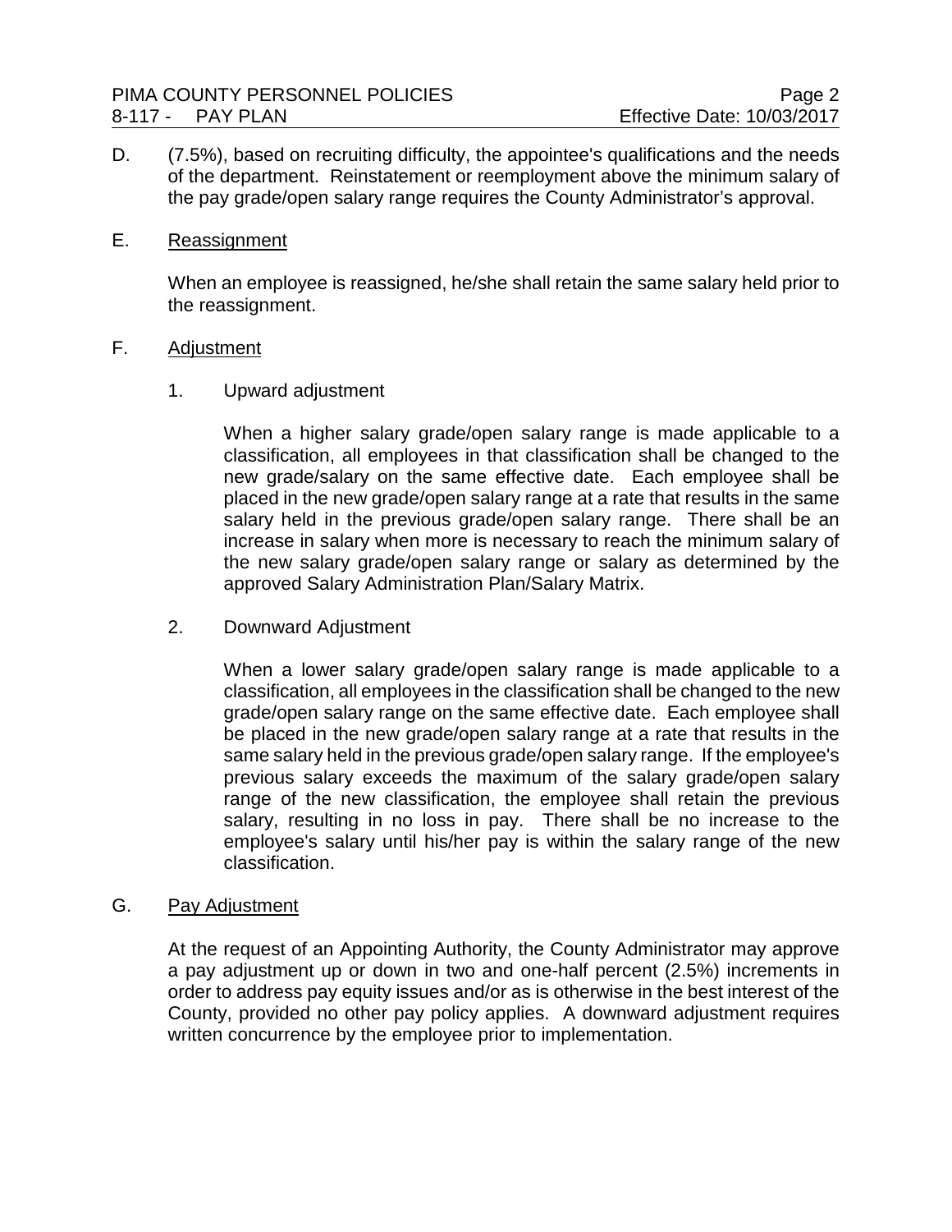D. (7.5%), based on recruiting difficulty, the appointee's qualifications and the needs of the department. Reinstatement or reemployment above the minimum salary of the pay grade/open salary range requires the County Administrator's approval.

E. Reassignment

When an employee is reassigned, he/she shall retain the same salary held prior to the reassignment.

F. Adjustment

1. Upward adjustment

When a higher salary grade/open salary range is made applicable to a classification, all employees in that classification shall be changed to the new grade/salary on the same effective date. Each employee shall be placed in the new grade/open salary range at a rate that results in the same salary held in the previous grade/open salary range. There shall be an increase in salary when more is necessary to reach the minimum salary of the new salary grade/open salary range or salary as determined by the approved Salary Administration Plan/Salary Matrix.

2. Downward Adjustment

When a lower salary grade/open salary range is made applicable to a classification, all employees in the classification shall be changed to the new grade/open salary range on the same effective date. Each employee shall be placed in the new grade/open salary range at a rate that results in the same salary held in the previous grade/open salary range. If the employee's previous salary exceeds the maximum of the salary grade/open salary range of the new classification, the employee shall retain the previous salary, resulting in no loss in pay. There shall be no increase to the employee's salary until his/her pay is within the salary range of the new classification.

G. Pay Adjustment

At the request of an Appointing Authority, the County Administrator may approve a pay adjustment up or down in two and one-half percent (2.5%) increments in order to address pay equity issues and/or as is otherwise in the best interest of the County, provided no other pay policy applies. A downward adjustment requires written concurrence by the employee prior to implementation.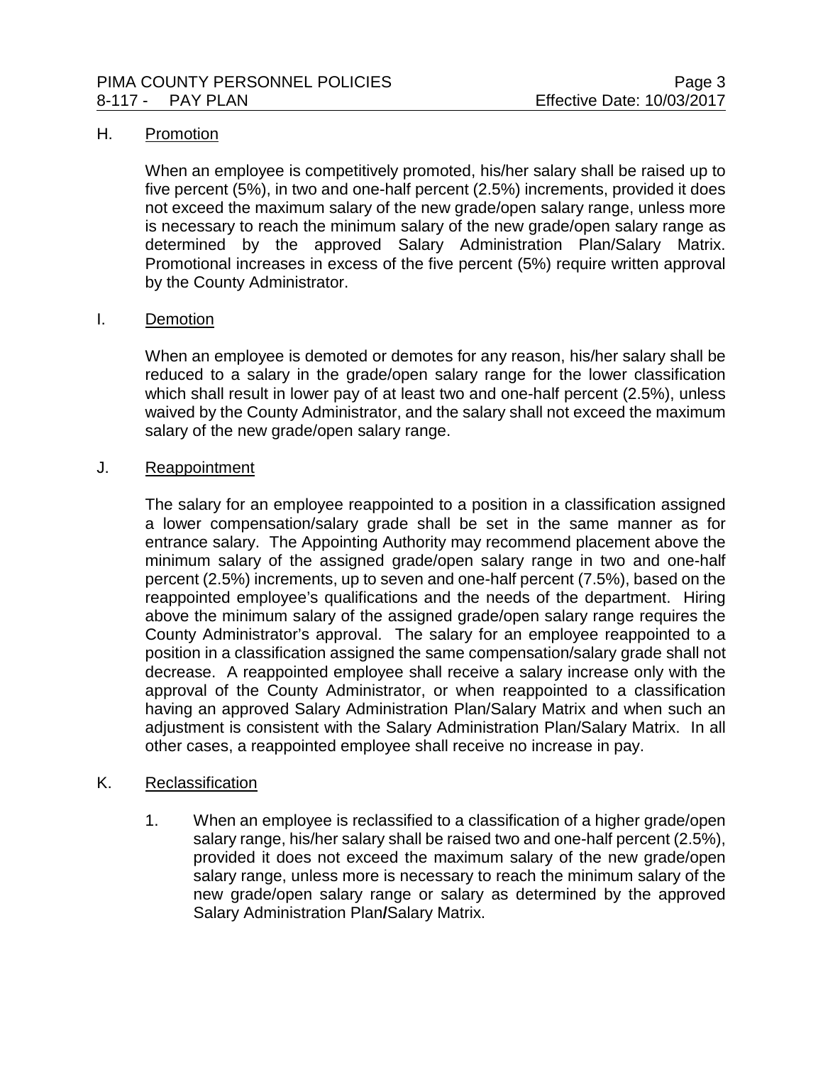### H. Promotion

When an employee is competitively promoted, his/her salary shall be raised up to five percent (5%), in two and one-half percent (2.5%) increments, provided it does not exceed the maximum salary of the new grade/open salary range, unless more is necessary to reach the minimum salary of the new grade/open salary range as determined by the approved Salary Administration Plan/Salary Matrix. Promotional increases in excess of the five percent (5%) require written approval by the County Administrator.

### I. Demotion

When an employee is demoted or demotes for any reason, his/her salary shall be reduced to a salary in the grade/open salary range for the lower classification which shall result in lower pay of at least two and one-half percent (2.5%), unless waived by the County Administrator, and the salary shall not exceed the maximum salary of the new grade/open salary range.

### J. Reappointment

The salary for an employee reappointed to a position in a classification assigned a lower compensation/salary grade shall be set in the same manner as for entrance salary. The Appointing Authority may recommend placement above the minimum salary of the assigned grade/open salary range in two and one-half percent (2.5%) increments, up to seven and one-half percent (7.5%), based on the reappointed employee's qualifications and the needs of the department. Hiring above the minimum salary of the assigned grade/open salary range requires the County Administrator's approval. The salary for an employee reappointed to a position in a classification assigned the same compensation/salary grade shall not decrease. A reappointed employee shall receive a salary increase only with the approval of the County Administrator, or when reappointed to a classification having an approved Salary Administration Plan/Salary Matrix and when such an adjustment is consistent with the Salary Administration Plan/Salary Matrix. In all other cases, a reappointed employee shall receive no increase in pay.

### K. Reclassification

1. When an employee is reclassified to a classification of a higher grade/open salary range, his/her salary shall be raised two and one-half percent (2.5%), provided it does not exceed the maximum salary of the new grade/open salary range, unless more is necessary to reach the minimum salary of the new grade/open salary range or salary as determined by the approved Salary Administration Plan/Salary Matrix.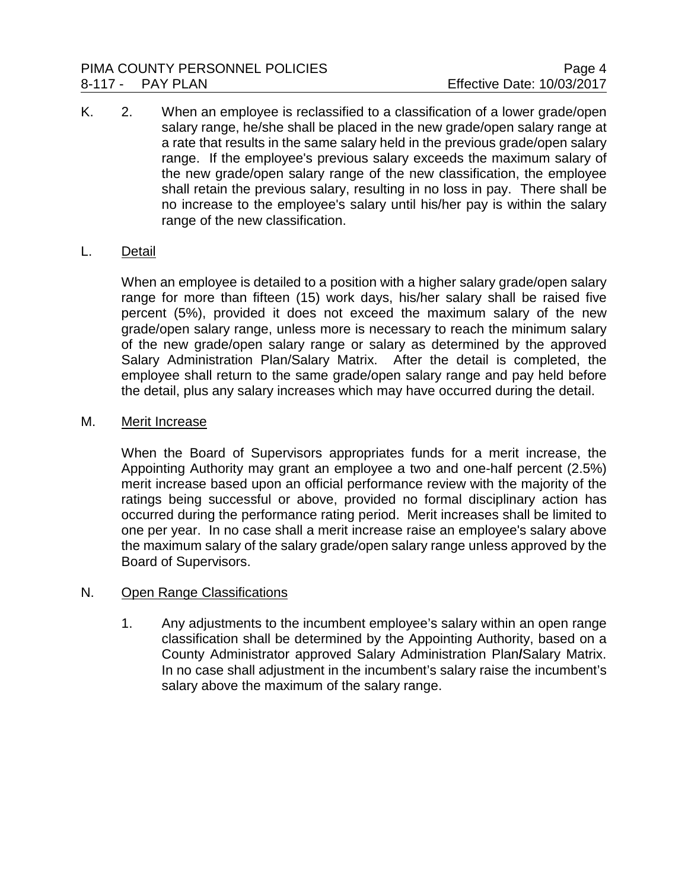K. 2. When an employee is reclassified to a classification of a lower grade/open salary range, he/she shall be placed in the new grade/open salary range at a rate that results in the same salary held in the previous grade/open salary range. If the employee's previous salary exceeds the maximum salary of the new grade/open salary range of the new classification, the employee shall retain the previous salary, resulting in no loss in pay. There shall be no increase to the employee's salary until his/her pay is within the salary range of the new classification.

L. Detail

When an employee is detailed to a position with a higher salary grade/open salary range for more than fifteen (15) work days, his/her salary shall be raised five percent (5%), provided it does not exceed the maximum salary of the new grade/open salary range, unless more is necessary to reach the minimum salary of the new grade/open salary range or salary as determined by the approved Salary Administration Plan/Salary Matrix. After the detail is completed, the employee shall return to the same grade/open salary range and pay held before the detail, plus any salary increases which may have occurred during the detail.

M. Merit Increase

When the Board of Supervisors appropriates funds for a merit increase, the Appointing Authority may grant an employee a two and one-half percent (2.5%) merit increase based upon an official performance review with the majority of the ratings being successful or above, provided no formal disciplinary action has occurred during the performance rating period. Merit increases shall be limited to one per year. In no case shall a merit increase raise an employee's salary above the maximum salary of the salary grade/open salary range unless approved by the Board of Supervisors.

N. Open Range Classifications

1. Any adjustments to the incumbent employee’s salary within an open range classification shall be determined by the Appointing Authority, based on a County Administrator approved Salary Administration Plan/Salary Matrix. In no case shall adjustment in the incumbent’s salary raise the incumbent’s salary above the maximum of the salary range.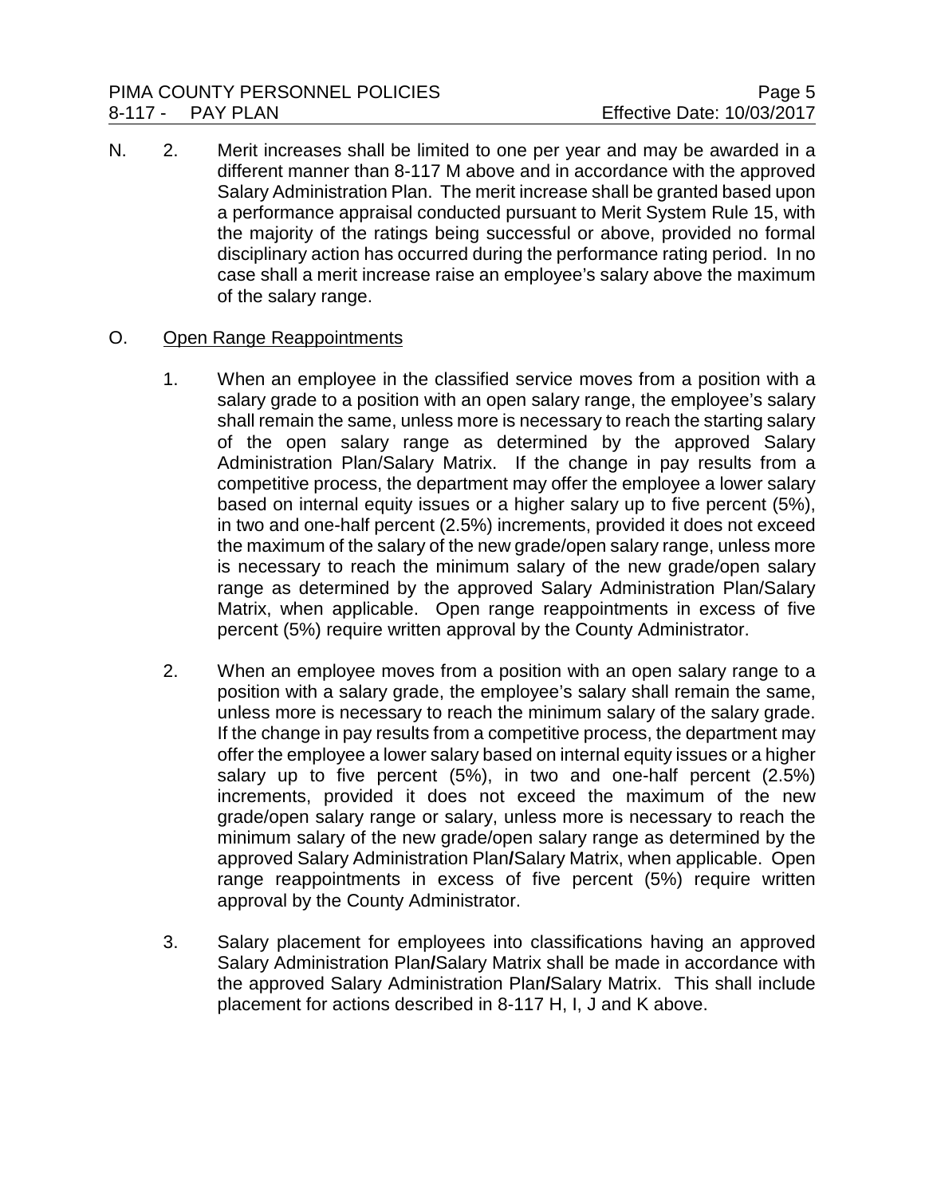N. 2. Merit increases shall be limited to one per year and may be awarded in a different manner than 8-117 M above and in accordance with the approved Salary Administration Plan. The merit increase shall be granted based upon a performance appraisal conducted pursuant to Merit System Rule 15, with the majority of the ratings being successful or above, provided no formal disciplinary action has occurred during the performance rating period. In no case shall a merit increase raise an employee's salary above the maximum of the salary range.

O. Open Range Reappointments

1. When an employee in the classified service moves from a position with a salary grade to a position with an open salary range, the employee's salary shall remain the same, unless more is necessary to reach the starting salary of the open salary range as determined by the approved Salary Administration Plan/Salary Matrix. If the change in pay results from a competitive process, the department may offer the employee a lower salary based on internal equity issues or a higher salary up to five percent (5%), in two and one-half percent (2.5%) increments, provided it does not exceed the maximum of the salary of the new grade/open salary range, unless more is necessary to reach the minimum salary of the new grade/open salary range as determined by the approved Salary Administration Plan/Salary Matrix, when applicable. Open range reappointments in excess of five percent (5%) require written approval by the County Administrator.

2. When an employee moves from a position with an open salary range to a position with a salary grade, the employee's salary shall remain the same, unless more is necessary to reach the minimum salary of the salary grade. If the change in pay results from a competitive process, the department may offer the employee a lower salary based on internal equity issues or a higher salary up to five percent (5%), in two and one-half percent (2.5%) increments, provided it does not exceed the maximum of the new grade/open salary range or salary, unless more is necessary to reach the minimum salary of the new grade/open salary range as determined by the approved Salary Administration Plan/Salary Matrix, when applicable. Open range reappointments in excess of five percent (5%) require written approval by the County Administrator.

3. Salary placement for employees into classifications having an approved Salary Administration Plan/Salary Matrix shall be made in accordance with the approved Salary Administration Plan/Salary Matrix. This shall include placement for actions described in 8-117 H, I, J and K above.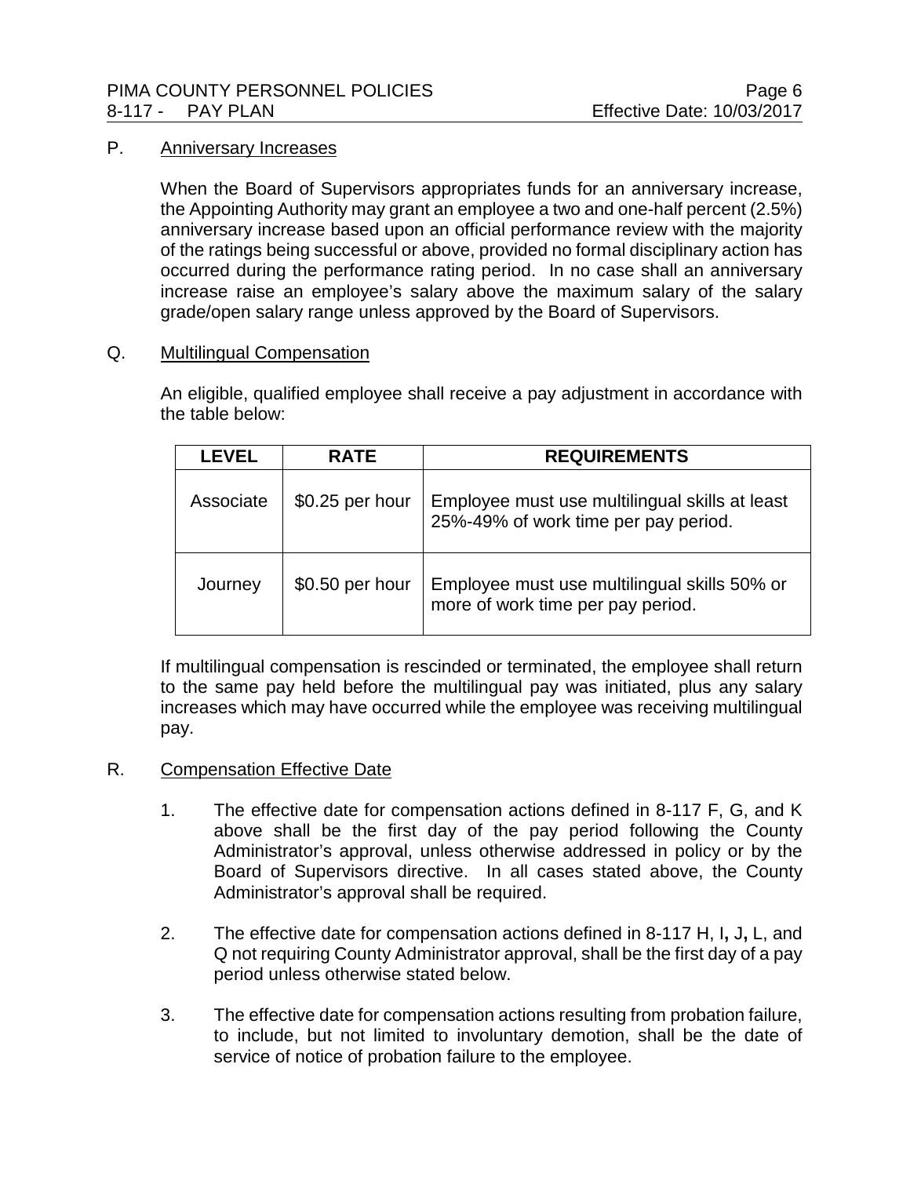P. Anniversary Increases

When the Board of Supervisors appropriates funds for an anniversary increase, the Appointing Authority may grant an employee a two and one-half percent (2.5%) anniversary increase based upon an official performance review with the majority of the ratings being successful or above, provided no formal disciplinary action has occurred during the performance rating period. In no case shall an anniversary increase raise an employee's salary above the maximum salary of the salary grade/open salary range unless approved by the Board of Supervisors.

Q. Multilingual Compensation

An eligible, qualified employee shall receive a pay adjustment in accordance with the table below:

| LEVEL | RATE | REQUIREMENTS |
|---|---|---|
| Associate | $0.25 per hour | Employee must use multilingual skills at least 25%-49% of work time per pay period. |
| Journey | $0.50 per hour | Employee must use multilingual skills 50% or more of work time per pay period. |

If multilingual compensation is rescinded or terminated, the employee shall return to the same pay held before the multilingual pay was initiated, plus any salary increases which may have occurred while the employee was receiving multilingual pay.

R. Compensation Effective Date

1. The effective date for compensation actions defined in 8-117 F, G, and K above shall be the first day of the pay period following the County Administrator's approval, unless otherwise addressed in policy or by the Board of Supervisors directive. In all cases stated above, the County Administrator's approval shall be required.

2. The effective date for compensation actions defined in 8-117 H, I, J, L, and Q not requiring County Administrator approval, shall be the first day of a pay period unless otherwise stated below.

3. The effective date for compensation actions resulting from probation failure, to include, but not limited to involuntary demotion, shall be the date of service of notice of probation failure to the employee.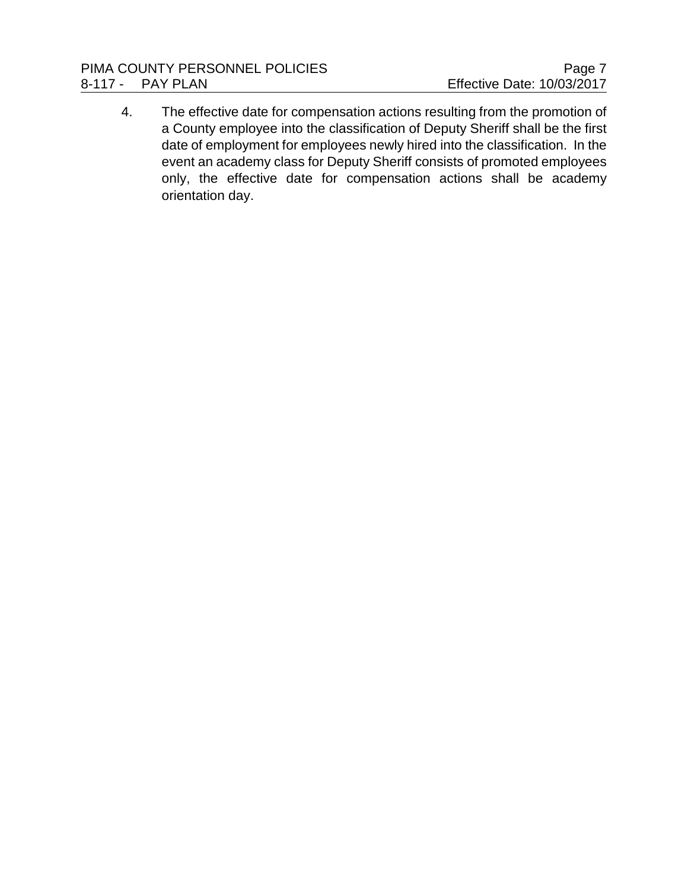4. The effective date for compensation actions resulting from the promotion of a County employee into the classification of Deputy Sheriff shall be the first date of employment for employees newly hired into the classification. In the event an academy class for Deputy Sheriff consists of promoted employees only, the effective date for compensation actions shall be academy orientation day.